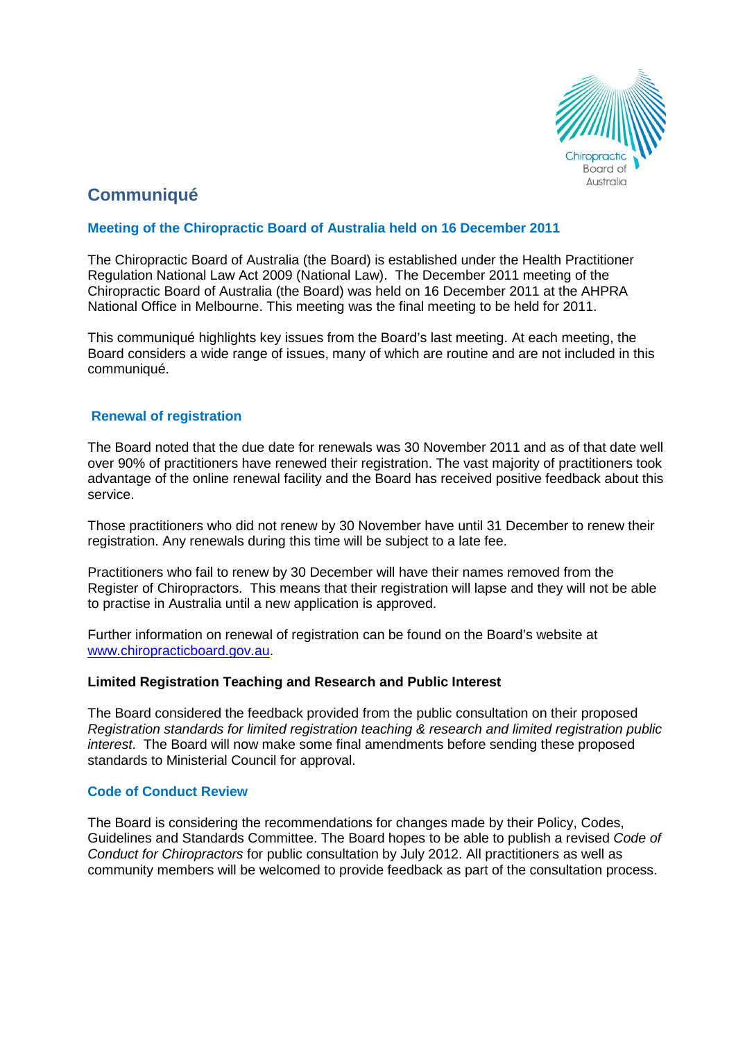# Communiqué

## Meeting of the Chiropractic Board of Australia held on 16 December 2011

The Chiropractic Board of Australia (the Board) is established under the Health Practitioner Regulation National Law Act 2009 (National Law). The December 2011 meeting of the Chiropractic Board of Australia (the Board) was held on 16 December 2011 at the AHPRA National Office in Melbourne. This meeting was the final meeting to be held for 2011.

This communiqué highlights key issues from the Board's last meeting. At each meeting, the Board considers a wide range of issues, many of which are routine and are not included in this communiqué.

### Renewal of registration

The Board noted that the due date for renewals was 30 November 2011 and as of that date well over 90% of practitioners have renewed their registration. The vast majority of practitioners took advantage of the online renewal facility and the Board has received positive feedback about this service.

Those practitioners who did not renew by 30 November have until 31 December to renew their registration. Any renewals during this time will be subject to a late fee.

Practitioners who fail to renew by 30 December will have their names removed from the Register of Chiropractors. This means that their registration will lapse and they will not be able to practise in Australia until a new application is approved.

Further information on renewal of registration can be found on the Board's website at www.chiropracticboard.gov.au.

**Limited Registration Teaching and Research and Public Interest**

The Board considered the feedback provided from the public consultation on their proposed *Registration standards for limited registration teaching & research and limited registration public interest*. The Board will now make some final amendments before sending these proposed standards to Ministerial Council for approval.

### Code of Conduct Review

The Board is considering the recommendations for changes made by their Policy, Codes, Guidelines and Standards Committee. The Board hopes to be able to publish a revised *Code of Conduct for Chiropractors* for public consultation by July 2012. All practitioners as well as community members will be welcomed to provide feedback as part of the consultation process.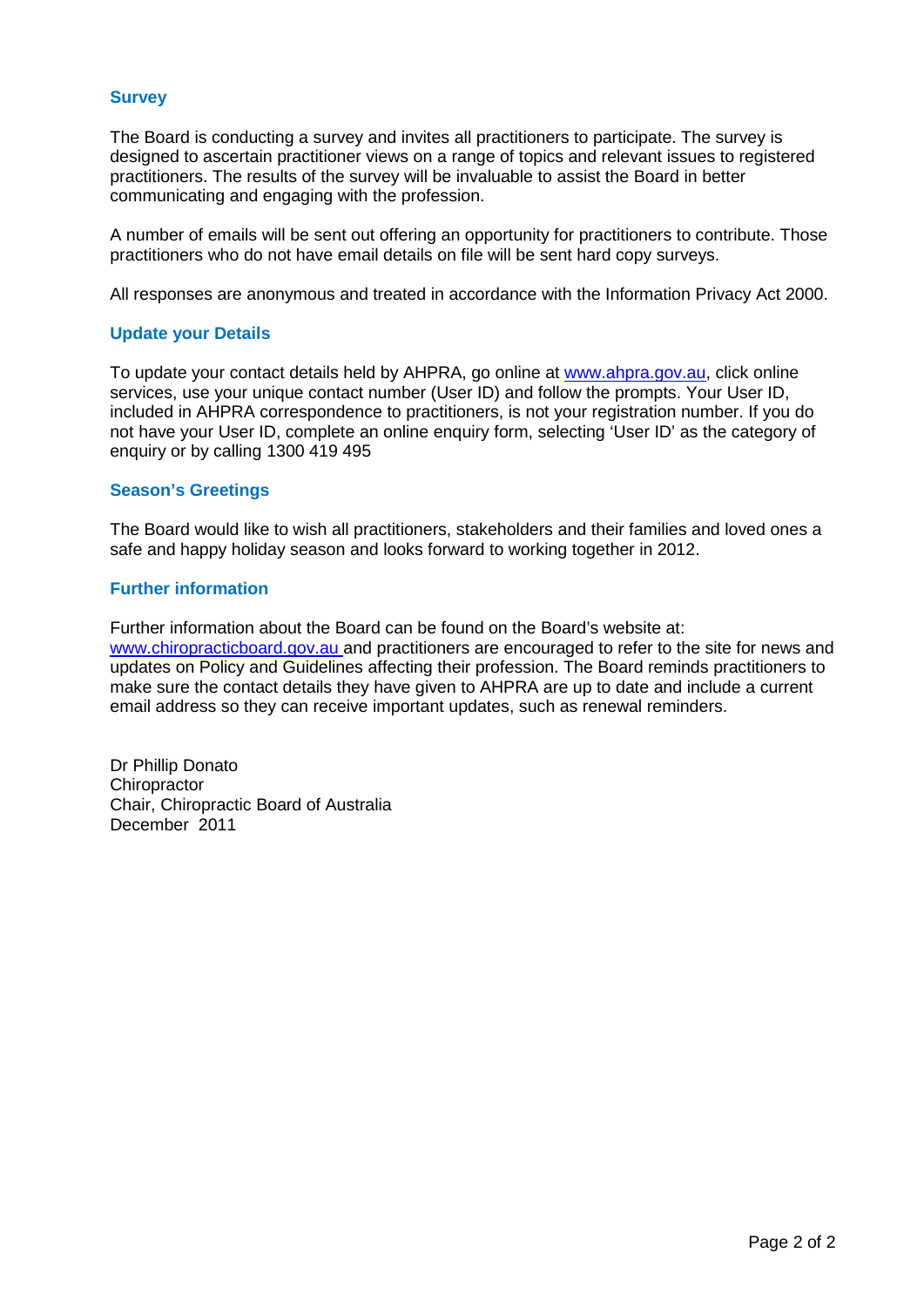## Survey

The Board is conducting a survey and invites all practitioners to participate. The survey is designed to ascertain practitioner views on a range of topics and relevant issues to registered practitioners. The results of the survey will be invaluable to assist the Board in better communicating and engaging with the profession.

A number of emails will be sent out offering an opportunity for practitioners to contribute. Those practitioners who do not have email details on file will be sent hard copy surveys.

All responses are anonymous and treated in accordance with the Information Privacy Act 2000.

## Update your Details

To update your contact details held by AHPRA, go online at www.ahpra.gov.au, click online services, use your unique contact number (User ID) and follow the prompts. Your User ID, included in AHPRA correspondence to practitioners, is not your registration number. If you do not have your User ID, complete an online enquiry form, selecting 'User ID' as the category of enquiry or by calling 1300 419 495

## Season's Greetings

The Board would like to wish all practitioners, stakeholders and their families and loved ones a safe and happy holiday season and looks forward to working together in 2012.

## Further information

Further information about the Board can be found on the Board's website at: www.chiropracticboard.gov.au and practitioners are encouraged to refer to the site for news and updates on Policy and Guidelines affecting their profession. The Board reminds practitioners to make sure the contact details they have given to AHPRA are up to date and include a current email address so they can receive important updates, such as renewal reminders.

Dr Phillip Donato  
Chiropractor  
Chair, Chiropractic Board of Australia  
December 2011